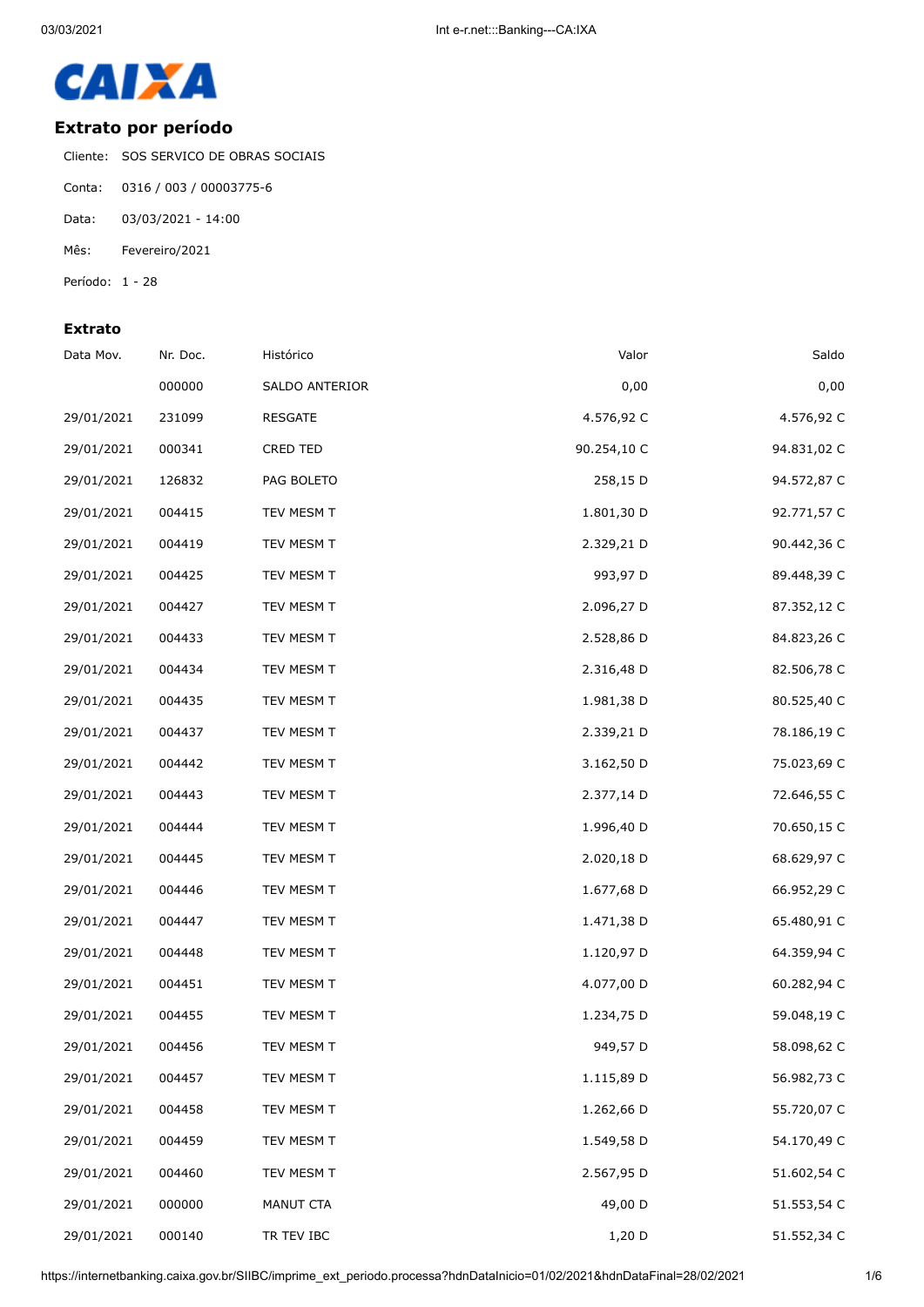CAIXA

## Extrato por período

Cliente: SOS SERVICO DE OBRAS SOCIAIS

Conta: 0316 / 003 / 00003775-6

Data: 03/03/2021 - 14:00

Mês: Fevereiro/2021

Período: 1 - 28

### Extrato

| Data Mov. | Nr. Doc. | Histórico | Valor | Saldo |
|---|---|---|---|---|
| | 000000 | SALDO ANTERIOR | 0,00 | 0,00 |
| 29/01/2021 | 231099 | RESGATE | 4.576,92 C | 4.576,92 C |
| 29/01/2021 | 000341 | CRED TED | 90.254,10 C | 94.831,02 C |
| 29/01/2021 | 126832 | PAG BOLETO | 258,15 D | 94.572,87 C |
| 29/01/2021 | 004415 | TEV MESM T | 1.801,30 D | 92.771,57 C |
| 29/01/2021 | 004419 | TEV MESM T | 2.329,21 D | 90.442,36 C |
| 29/01/2021 | 004425 | TEV MESM T | 993,97 D | 89.448,39 C |
| 29/01/2021 | 004427 | TEV MESM T | 2.096,27 D | 87.352,12 C |
| 29/01/2021 | 004433 | TEV MESM T | 2.528,86 D | 84.823,26 C |
| 29/01/2021 | 004434 | TEV MESM T | 2.316,48 D | 82.506,78 C |
| 29/01/2021 | 004435 | TEV MESM T | 1.981,38 D | 80.525,40 C |
| 29/01/2021 | 004437 | TEV MESM T | 2.339,21 D | 78.186,19 C |
| 29/01/2021 | 004442 | TEV MESM T | 3.162,50 D | 75.023,69 C |
| 29/01/2021 | 004443 | TEV MESM T | 2.377,14 D | 72.646,55 C |
| 29/01/2021 | 004444 | TEV MESM T | 1.996,40 D | 70.650,15 C |
| 29/01/2021 | 004445 | TEV MESM T | 2.020,18 D | 68.629,97 C |
| 29/01/2021 | 004446 | TEV MESM T | 1.677,68 D | 66.952,29 C |
| 29/01/2021 | 004447 | TEV MESM T | 1.471,38 D | 65.480,91 C |
| 29/01/2021 | 004448 | TEV MESM T | 1.120,97 D | 64.359,94 C |
| 29/01/2021 | 004451 | TEV MESM T | 4.077,00 D | 60.282,94 C |
| 29/01/2021 | 004455 | TEV MESM T | 1.234,75 D | 59.048,19 C |
| 29/01/2021 | 004456 | TEV MESM T | 949,57 D | 58.098,62 C |
| 29/01/2021 | 004457 | TEV MESM T | 1.115,89 D | 56.982,73 C |
| 29/01/2021 | 004458 | TEV MESM T | 1.262,66 D | 55.720,07 C |
| 29/01/2021 | 004459 | TEV MESM T | 1.549,58 D | 54.170,49 C |
| 29/01/2021 | 004460 | TEV MESM T | 2.567,95 D | 51.602,54 C |
| 29/01/2021 | 000000 | MANUT CTA | 49,00 D | 51.553,54 C |
| 29/01/2021 | 000140 | TR TEV IBC | 1,20 D | 51.552,34 C |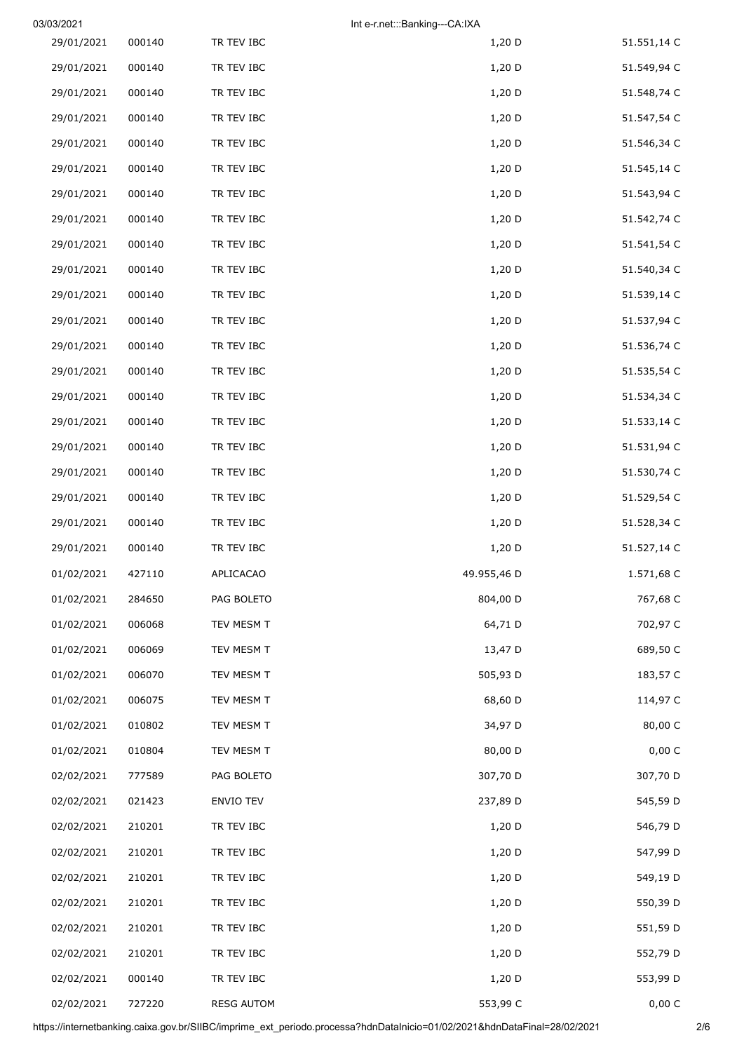| | | | | |
|---|---|---|---|---|
| 29/01/2021 | 000140 | TR TEV IBC | 1,20 D | 51.551,14 C |
| 29/01/2021 | 000140 | TR TEV IBC | 1,20 D | 51.549,94 C |
| 29/01/2021 | 000140 | TR TEV IBC | 1,20 D | 51.548,74 C |
| 29/01/2021 | 000140 | TR TEV IBC | 1,20 D | 51.547,54 C |
| 29/01/2021 | 000140 | TR TEV IBC | 1,20 D | 51.546,34 C |
| 29/01/2021 | 000140 | TR TEV IBC | 1,20 D | 51.545,14 C |
| 29/01/2021 | 000140 | TR TEV IBC | 1,20 D | 51.543,94 C |
| 29/01/2021 | 000140 | TR TEV IBC | 1,20 D | 51.542,74 C |
| 29/01/2021 | 000140 | TR TEV IBC | 1,20 D | 51.541,54 C |
| 29/01/2021 | 000140 | TR TEV IBC | 1,20 D | 51.540,34 C |
| 29/01/2021 | 000140 | TR TEV IBC | 1,20 D | 51.539,14 C |
| 29/01/2021 | 000140 | TR TEV IBC | 1,20 D | 51.537,94 C |
| 29/01/2021 | 000140 | TR TEV IBC | 1,20 D | 51.536,74 C |
| 29/01/2021 | 000140 | TR TEV IBC | 1,20 D | 51.535,54 C |
| 29/01/2021 | 000140 | TR TEV IBC | 1,20 D | 51.534,34 C |
| 29/01/2021 | 000140 | TR TEV IBC | 1,20 D | 51.533,14 C |
| 29/01/2021 | 000140 | TR TEV IBC | 1,20 D | 51.531,94 C |
| 29/01/2021 | 000140 | TR TEV IBC | 1,20 D | 51.530,74 C |
| 29/01/2021 | 000140 | TR TEV IBC | 1,20 D | 51.529,54 C |
| 29/01/2021 | 000140 | TR TEV IBC | 1,20 D | 51.528,34 C |
| 29/01/2021 | 000140 | TR TEV IBC | 1,20 D | 51.527,14 C |
| 01/02/2021 | 427110 | APLICACAO | 49.955,46 D | 1.571,68 C |
| 01/02/2021 | 284650 | PAG BOLETO | 804,00 D | 767,68 C |
| 01/02/2021 | 006068 | TEV MESM T | 64,71 D | 702,97 C |
| 01/02/2021 | 006069 | TEV MESM T | 13,47 D | 689,50 C |
| 01/02/2021 | 006070 | TEV MESM T | 505,93 D | 183,57 C |
| 01/02/2021 | 006075 | TEV MESM T | 68,60 D | 114,97 C |
| 01/02/2021 | 010802 | TEV MESM T | 34,97 D | 80,00 C |
| 01/02/2021 | 010804 | TEV MESM T | 80,00 D | 0,00 C |
| 02/02/2021 | 777589 | PAG BOLETO | 307,70 D | 307,70 D |
| 02/02/2021 | 021423 | ENVIO TEV | 237,89 D | 545,59 D |
| 02/02/2021 | 210201 | TR TEV IBC | 1,20 D | 546,79 D |
| 02/02/2021 | 210201 | TR TEV IBC | 1,20 D | 547,99 D |
| 02/02/2021 | 210201 | TR TEV IBC | 1,20 D | 549,19 D |
| 02/02/2021 | 210201 | TR TEV IBC | 1,20 D | 550,39 D |
| 02/02/2021 | 210201 | TR TEV IBC | 1,20 D | 551,59 D |
| 02/02/2021 | 210201 | TR TEV IBC | 1,20 D | 552,79 D |
| 02/02/2021 | 000140 | TR TEV IBC | 1,20 D | 553,99 D |
| 02/02/2021 | 727220 | RESG AUTOM | 553,99 C | 0,00 C |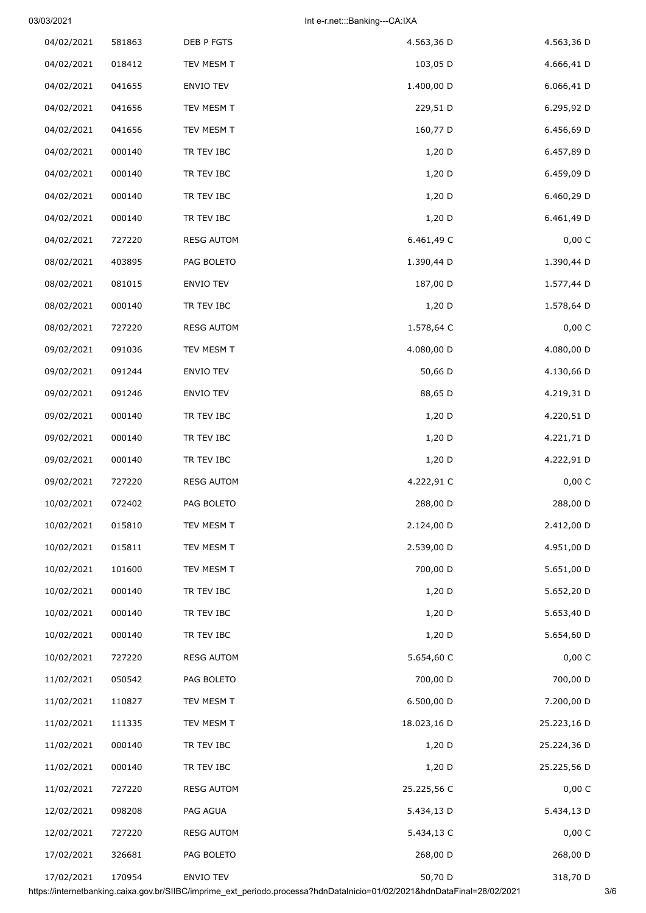| | | | | |
|---|---|---|---|---|
| 04/02/2021 | 581863 | DEB P FGTS | 4.563,36 D | 4.563,36 D |
| 04/02/2021 | 018412 | TEV MESM T | 103,05 D | 4.666,41 D |
| 04/02/2021 | 041655 | ENVIO TEV | 1.400,00 D | 6.066,41 D |
| 04/02/2021 | 041656 | TEV MESM T | 229,51 D | 6.295,92 D |
| 04/02/2021 | 041656 | TEV MESM T | 160,77 D | 6.456,69 D |
| 04/02/2021 | 000140 | TR TEV IBC | 1,20 D | 6.457,89 D |
| 04/02/2021 | 000140 | TR TEV IBC | 1,20 D | 6.459,09 D |
| 04/02/2021 | 000140 | TR TEV IBC | 1,20 D | 6.460,29 D |
| 04/02/2021 | 000140 | TR TEV IBC | 1,20 D | 6.461,49 D |
| 04/02/2021 | 727220 | RESG AUTOM | 6.461,49 C | 0,00 C |
| 08/02/2021 | 403895 | PAG BOLETO | 1.390,44 D | 1.390,44 D |
| 08/02/2021 | 081015 | ENVIO TEV | 187,00 D | 1.577,44 D |
| 08/02/2021 | 000140 | TR TEV IBC | 1,20 D | 1.578,64 D |
| 08/02/2021 | 727220 | RESG AUTOM | 1.578,64 C | 0,00 C |
| 09/02/2021 | 091036 | TEV MESM T | 4.080,00 D | 4.080,00 D |
| 09/02/2021 | 091244 | ENVIO TEV | 50,66 D | 4.130,66 D |
| 09/02/2021 | 091246 | ENVIO TEV | 88,65 D | 4.219,31 D |
| 09/02/2021 | 000140 | TR TEV IBC | 1,20 D | 4.220,51 D |
| 09/02/2021 | 000140 | TR TEV IBC | 1,20 D | 4.221,71 D |
| 09/02/2021 | 000140 | TR TEV IBC | 1,20 D | 4.222,91 D |
| 09/02/2021 | 727220 | RESG AUTOM | 4.222,91 C | 0,00 C |
| 10/02/2021 | 072402 | PAG BOLETO | 288,00 D | 288,00 D |
| 10/02/2021 | 015810 | TEV MESM T | 2.124,00 D | 2.412,00 D |
| 10/02/2021 | 015811 | TEV MESM T | 2.539,00 D | 4.951,00 D |
| 10/02/2021 | 101600 | TEV MESM T | 700,00 D | 5.651,00 D |
| 10/02/2021 | 000140 | TR TEV IBC | 1,20 D | 5.652,20 D |
| 10/02/2021 | 000140 | TR TEV IBC | 1,20 D | 5.653,40 D |
| 10/02/2021 | 000140 | TR TEV IBC | 1,20 D | 5.654,60 D |
| 10/02/2021 | 727220 | RESG AUTOM | 5.654,60 C | 0,00 C |
| 11/02/2021 | 050542 | PAG BOLETO | 700,00 D | 700,00 D |
| 11/02/2021 | 110827 | TEV MESM T | 6.500,00 D | 7.200,00 D |
| 11/02/2021 | 111335 | TEV MESM T | 18.023,16 D | 25.223,16 D |
| 11/02/2021 | 000140 | TR TEV IBC | 1,20 D | 25.224,36 D |
| 11/02/2021 | 000140 | TR TEV IBC | 1,20 D | 25.225,56 D |
| 11/02/2021 | 727220 | RESG AUTOM | 25.225,56 C | 0,00 C |
| 12/02/2021 | 098208 | PAG AGUA | 5.434,13 D | 5.434,13 D |
| 12/02/2021 | 727220 | RESG AUTOM | 5.434,13 C | 0,00 C |
| 17/02/2021 | 326681 | PAG BOLETO | 268,00 D | 268,00 D |
| 17/02/2021 | 170954 | ENVIO TEV | 50,70 D | 318,70 D |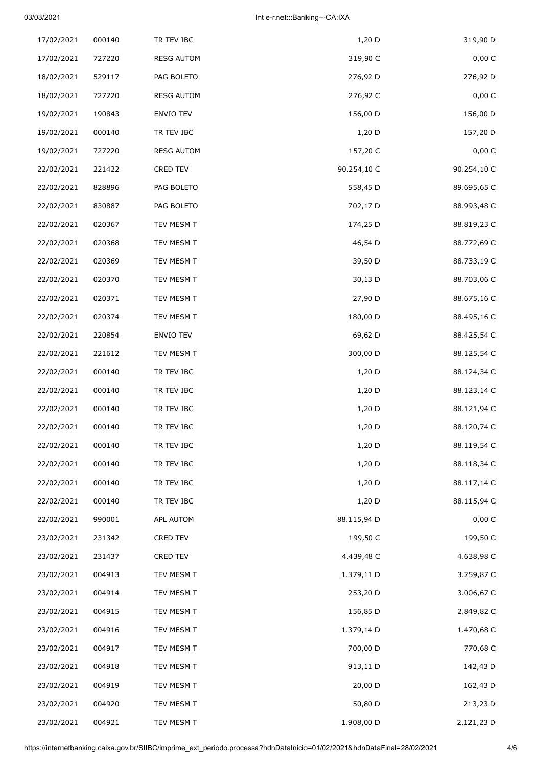| | | | | |
|---|---|---|---|---|
| 17/02/2021 | 000140 | TR TEV IBC | 1,20 D | 319,90 D |
| 17/02/2021 | 727220 | RESG AUTOM | 319,90 C | 0,00 C |
| 18/02/2021 | 529117 | PAG BOLETO | 276,92 D | 276,92 D |
| 18/02/2021 | 727220 | RESG AUTOM | 276,92 C | 0,00 C |
| 19/02/2021 | 190843 | ENVIO TEV | 156,00 D | 156,00 D |
| 19/02/2021 | 000140 | TR TEV IBC | 1,20 D | 157,20 D |
| 19/02/2021 | 727220 | RESG AUTOM | 157,20 C | 0,00 C |
| 22/02/2021 | 221422 | CRED TEV | 90.254,10 C | 90.254,10 C |
| 22/02/2021 | 828896 | PAG BOLETO | 558,45 D | 89.695,65 C |
| 22/02/2021 | 830887 | PAG BOLETO | 702,17 D | 88.993,48 C |
| 22/02/2021 | 020367 | TEV MESM T | 174,25 D | 88.819,23 C |
| 22/02/2021 | 020368 | TEV MESM T | 46,54 D | 88.772,69 C |
| 22/02/2021 | 020369 | TEV MESM T | 39,50 D | 88.733,19 C |
| 22/02/2021 | 020370 | TEV MESM T | 30,13 D | 88.703,06 C |
| 22/02/2021 | 020371 | TEV MESM T | 27,90 D | 88.675,16 C |
| 22/02/2021 | 020374 | TEV MESM T | 180,00 D | 88.495,16 C |
| 22/02/2021 | 220854 | ENVIO TEV | 69,62 D | 88.425,54 C |
| 22/02/2021 | 221612 | TEV MESM T | 300,00 D | 88.125,54 C |
| 22/02/2021 | 000140 | TR TEV IBC | 1,20 D | 88.124,34 C |
| 22/02/2021 | 000140 | TR TEV IBC | 1,20 D | 88.123,14 C |
| 22/02/2021 | 000140 | TR TEV IBC | 1,20 D | 88.121,94 C |
| 22/02/2021 | 000140 | TR TEV IBC | 1,20 D | 88.120,74 C |
| 22/02/2021 | 000140 | TR TEV IBC | 1,20 D | 88.119,54 C |
| 22/02/2021 | 000140 | TR TEV IBC | 1,20 D | 88.118,34 C |
| 22/02/2021 | 000140 | TR TEV IBC | 1,20 D | 88.117,14 C |
| 22/02/2021 | 000140 | TR TEV IBC | 1,20 D | 88.115,94 C |
| 22/02/2021 | 990001 | APL AUTOM | 88.115,94 D | 0,00 C |
| 23/02/2021 | 231342 | CRED TEV | 199,50 C | 199,50 C |
| 23/02/2021 | 231437 | CRED TEV | 4.439,48 C | 4.638,98 C |
| 23/02/2021 | 004913 | TEV MESM T | 1.379,11 D | 3.259,87 C |
| 23/02/2021 | 004914 | TEV MESM T | 253,20 D | 3.006,67 C |
| 23/02/2021 | 004915 | TEV MESM T | 156,85 D | 2.849,82 C |
| 23/02/2021 | 004916 | TEV MESM T | 1.379,14 D | 1.470,68 C |
| 23/02/2021 | 004917 | TEV MESM T | 700,00 D | 770,68 C |
| 23/02/2021 | 004918 | TEV MESM T | 913,11 D | 142,43 D |
| 23/02/2021 | 004919 | TEV MESM T | 20,00 D | 162,43 D |
| 23/02/2021 | 004920 | TEV MESM T | 50,80 D | 213,23 D |
| 23/02/2021 | 004921 | TEV MESM T | 1.908,00 D | 2.121,23 D |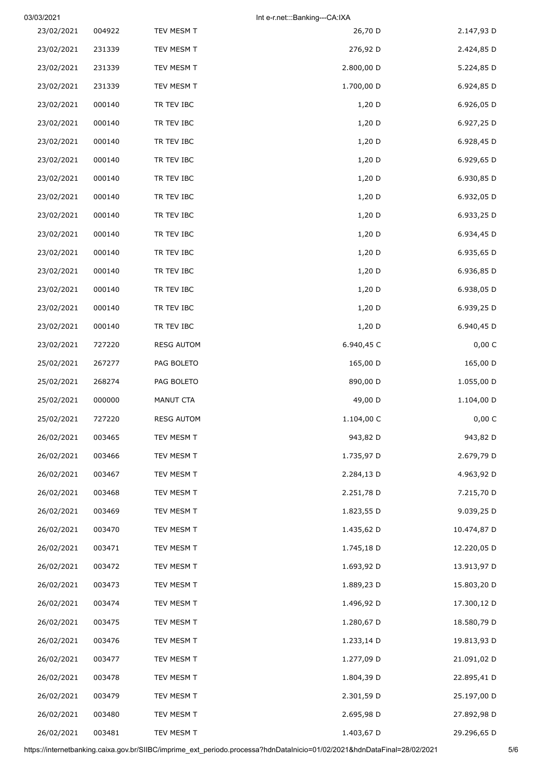| | | | | |
|---|---|---|---|---|
| 23/02/2021 | 004922 | TEV MESM T | 26,70 D | 2.147,93 D |
| 23/02/2021 | 231339 | TEV MESM T | 276,92 D | 2.424,85 D |
| 23/02/2021 | 231339 | TEV MESM T | 2.800,00 D | 5.224,85 D |
| 23/02/2021 | 231339 | TEV MESM T | 1.700,00 D | 6.924,85 D |
| 23/02/2021 | 000140 | TR TEV IBC | 1,20 D | 6.926,05 D |
| 23/02/2021 | 000140 | TR TEV IBC | 1,20 D | 6.927,25 D |
| 23/02/2021 | 000140 | TR TEV IBC | 1,20 D | 6.928,45 D |
| 23/02/2021 | 000140 | TR TEV IBC | 1,20 D | 6.929,65 D |
| 23/02/2021 | 000140 | TR TEV IBC | 1,20 D | 6.930,85 D |
| 23/02/2021 | 000140 | TR TEV IBC | 1,20 D | 6.932,05 D |
| 23/02/2021 | 000140 | TR TEV IBC | 1,20 D | 6.933,25 D |
| 23/02/2021 | 000140 | TR TEV IBC | 1,20 D | 6.934,45 D |
| 23/02/2021 | 000140 | TR TEV IBC | 1,20 D | 6.935,65 D |
| 23/02/2021 | 000140 | TR TEV IBC | 1,20 D | 6.936,85 D |
| 23/02/2021 | 000140 | TR TEV IBC | 1,20 D | 6.938,05 D |
| 23/02/2021 | 000140 | TR TEV IBC | 1,20 D | 6.939,25 D |
| 23/02/2021 | 000140 | TR TEV IBC | 1,20 D | 6.940,45 D |
| 23/02/2021 | 727220 | RESG AUTOM | 6.940,45 C | 0,00 C |
| 25/02/2021 | 267277 | PAG BOLETO | 165,00 D | 165,00 D |
| 25/02/2021 | 268274 | PAG BOLETO | 890,00 D | 1.055,00 D |
| 25/02/2021 | 000000 | MANUT CTA | 49,00 D | 1.104,00 D |
| 25/02/2021 | 727220 | RESG AUTOM | 1.104,00 C | 0,00 C |
| 26/02/2021 | 003465 | TEV MESM T | 943,82 D | 943,82 D |
| 26/02/2021 | 003466 | TEV MESM T | 1.735,97 D | 2.679,79 D |
| 26/02/2021 | 003467 | TEV MESM T | 2.284,13 D | 4.963,92 D |
| 26/02/2021 | 003468 | TEV MESM T | 2.251,78 D | 7.215,70 D |
| 26/02/2021 | 003469 | TEV MESM T | 1.823,55 D | 9.039,25 D |
| 26/02/2021 | 003470 | TEV MESM T | 1.435,62 D | 10.474,87 D |
| 26/02/2021 | 003471 | TEV MESM T | 1.745,18 D | 12.220,05 D |
| 26/02/2021 | 003472 | TEV MESM T | 1.693,92 D | 13.913,97 D |
| 26/02/2021 | 003473 | TEV MESM T | 1.889,23 D | 15.803,20 D |
| 26/02/2021 | 003474 | TEV MESM T | 1.496,92 D | 17.300,12 D |
| 26/02/2021 | 003475 | TEV MESM T | 1.280,67 D | 18.580,79 D |
| 26/02/2021 | 003476 | TEV MESM T | 1.233,14 D | 19.813,93 D |
| 26/02/2021 | 003477 | TEV MESM T | 1.277,09 D | 21.091,02 D |
| 26/02/2021 | 003478 | TEV MESM T | 1.804,39 D | 22.895,41 D |
| 26/02/2021 | 003479 | TEV MESM T | 2.301,59 D | 25.197,00 D |
| 26/02/2021 | 003480 | TEV MESM T | 2.695,98 D | 27.892,98 D |
| 26/02/2021 | 003481 | TEV MESM T | 1.403,67 D | 29.296,65 D |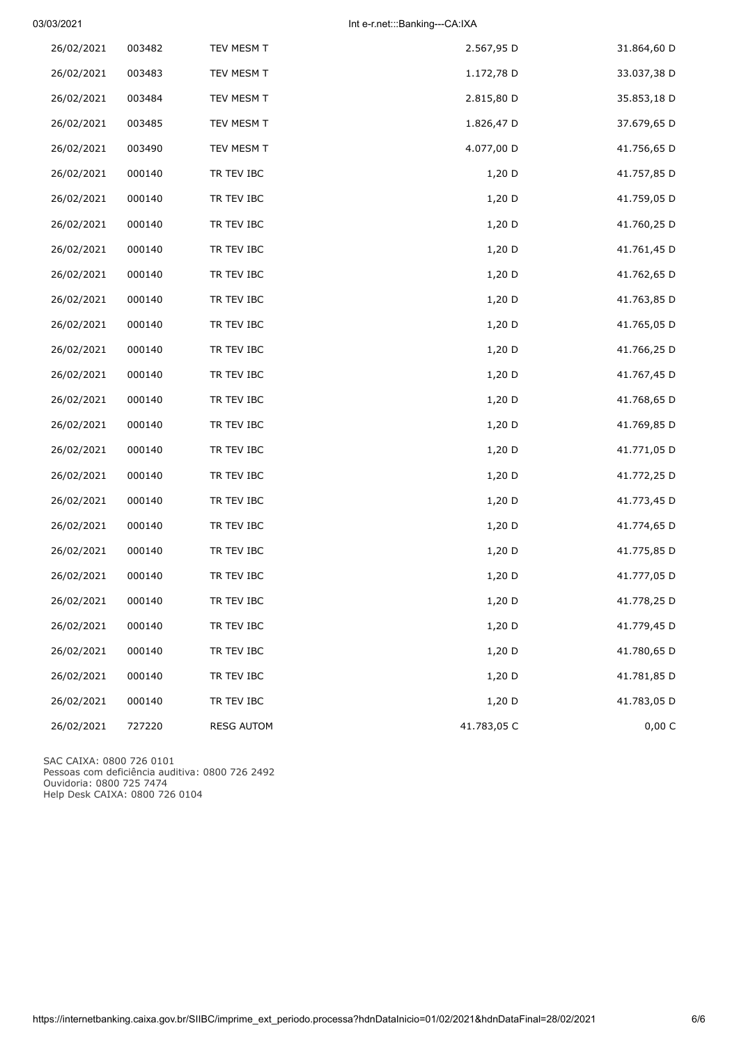| | | | | |
|---|---|---|---|---|
| 26/02/2021 | 003482 | TEV MESM T | 2.567,95 D | 31.864,60 D |
| 26/02/2021 | 003483 | TEV MESM T | 1.172,78 D | 33.037,38 D |
| 26/02/2021 | 003484 | TEV MESM T | 2.815,80 D | 35.853,18 D |
| 26/02/2021 | 003485 | TEV MESM T | 1.826,47 D | 37.679,65 D |
| 26/02/2021 | 003490 | TEV MESM T | 4.077,00 D | 41.756,65 D |
| 26/02/2021 | 000140 | TR TEV IBC | 1,20 D | 41.757,85 D |
| 26/02/2021 | 000140 | TR TEV IBC | 1,20 D | 41.759,05 D |
| 26/02/2021 | 000140 | TR TEV IBC | 1,20 D | 41.760,25 D |
| 26/02/2021 | 000140 | TR TEV IBC | 1,20 D | 41.761,45 D |
| 26/02/2021 | 000140 | TR TEV IBC | 1,20 D | 41.762,65 D |
| 26/02/2021 | 000140 | TR TEV IBC | 1,20 D | 41.763,85 D |
| 26/02/2021 | 000140 | TR TEV IBC | 1,20 D | 41.765,05 D |
| 26/02/2021 | 000140 | TR TEV IBC | 1,20 D | 41.766,25 D |
| 26/02/2021 | 000140 | TR TEV IBC | 1,20 D | 41.767,45 D |
| 26/02/2021 | 000140 | TR TEV IBC | 1,20 D | 41.768,65 D |
| 26/02/2021 | 000140 | TR TEV IBC | 1,20 D | 41.769,85 D |
| 26/02/2021 | 000140 | TR TEV IBC | 1,20 D | 41.771,05 D |
| 26/02/2021 | 000140 | TR TEV IBC | 1,20 D | 41.772,25 D |
| 26/02/2021 | 000140 | TR TEV IBC | 1,20 D | 41.773,45 D |
| 26/02/2021 | 000140 | TR TEV IBC | 1,20 D | 41.774,65 D |
| 26/02/2021 | 000140 | TR TEV IBC | 1,20 D | 41.775,85 D |
| 26/02/2021 | 000140 | TR TEV IBC | 1,20 D | 41.777,05 D |
| 26/02/2021 | 000140 | TR TEV IBC | 1,20 D | 41.778,25 D |
| 26/02/2021 | 000140 | TR TEV IBC | 1,20 D | 41.779,45 D |
| 26/02/2021 | 000140 | TR TEV IBC | 1,20 D | 41.780,65 D |
| 26/02/2021 | 000140 | TR TEV IBC | 1,20 D | 41.781,85 D |
| 26/02/2021 | 000140 | TR TEV IBC | 1,20 D | 41.783,05 D |
| 26/02/2021 | 727220 | RESG AUTOM | 41.783,05 C | 0,00 C |

SAC CAIXA: 0800 726 0101
Pessoas com deficiência auditiva: 0800 726 2492
Ouvidoria: 0800 725 7474
Help Desk CAIXA: 0800 726 0104